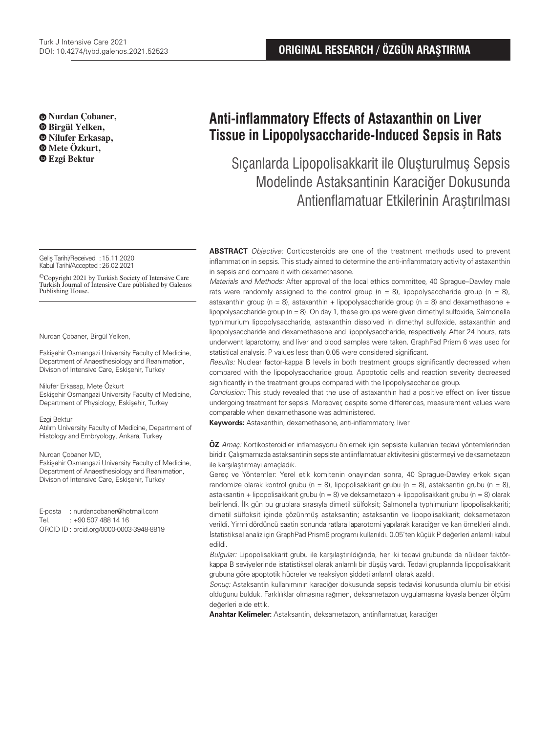**ORIGINAL RESEARCH / ÖZGÜN ARAŞTIRMA**

# Anti-inflammatory Effects of Astaxanthin on Liver Tissue in Lipopolysaccharide-Induced Sepsis in Rats

## Sıçanlarda Lipopolisakkarit ile Oluşturulmuş Sepsis Modelinde Astaksantinin Karaciğer Dokusunda Antienflamatuar Etkilerinin Araştırılması

**Nurdan Çobaner, Birgül Yelken, Nilufer Erkasap, Mete Özkurt, Ezgi Bektur**

Geliş Tarihi/Received : 15.11.2020
Kabul Tarihi/Accepted : 26.02.2021

©Copyright 2021 by Turkish Society of Intensive Care
Turkish Journal of Intensive Care published by Galenos Publishing House.

Nurdan Çobaner, Birgül Yelken,

Eskişehir Osmangazi University Faculty of Medicine, Department of Anaesthesiology and Reanimation, Divison of Intensive Care, Eskişehir, Turkey

Nilufer Erkasap, Mete Özkurt
Eskişehir Osmangazi University Faculty of Medicine, Department of Physiology, Eskişehir, Turkey

Ezgi Bektur
Atılım University Faculty of Medicine, Department of Histology and Embryology, Ankara, Turkey

Nurdan Çobaner MD,
Eskişehir Osmangazi University Faculty of Medicine, Department of Anaesthesiology and Reanimation, Divison of Intensive Care, Eskişehir, Turkey

E-posta : nurdancobaner@hotmail.com
Tel. : +90 507 488 14 16
ORCID ID : orcid.org/0000-0003-3948-8819

**ABSTRACT** *Objective:* Corticosteroids are one of the treatment methods used to prevent inflammation in sepsis. This study aimed to determine the anti-inflammatory activity of astaxanthin in sepsis and compare it with dexamethasone.

*Materials and Methods:* After approval of the local ethics committee, 40 Sprague–Dawley male rats were randomly assigned to the control group (n = 8), lipopolysaccharide group (n = 8), astaxanthin group (n = 8), astaxanthin + lipopolysaccharide group (n = 8) and dexamethasone + lipopolysaccharide group (n = 8). On day 1, these groups were given dimethyl sulfoxide, Salmonella typhimurium lipopolysaccharide, astaxanthin dissolved in dimethyl sulfoxide, astaxanthin and lipopolysaccharide and dexamethasone and lipopolysaccharide, respectively. After 24 hours, rats underwent laparotomy, and liver and blood samples were taken. GraphPad Prism 6 was used for statistical analysis. P values less than 0.05 were considered significant.

*Results:* Nuclear factor-kappa B levels in both treatment groups significantly decreased when compared with the lipopolysaccharide group. Apoptotic cells and reaction severity decreased significantly in the treatment groups compared with the lipopolysaccharide group.

*Conclusion:* This study revealed that the use of astaxanthin had a positive effect on liver tissue undergoing treatment for sepsis. Moreover, despite some differences, measurement values were comparable when dexamethasone was administered.

**Keywords:** Astaxanthin, dexamethasone, anti-inflammatory, liver

**ÖZ** *Amaç:* Kortikosteroidler inflamasyonu önlemek için sepsiste kullanılan tedavi yöntemlerinden biridir. Çalışmamızda astaksantinin sepsiste antiinflamatuar aktivitesini göstermeyi ve deksametazon ile karşılaştırmayı amaçladık.

Gereç ve Yöntemler: Yerel etik komitenin onayından sonra, 40 Sprague-Dawley erkek sıçan randomize olarak kontrol grubu (n = 8), lipopolisakkarit grubu (n = 8), astaksantin grubu (n = 8), astaksantin + lipopolisakkarit grubu (n = 8) ve deksametazon + lipopolisakkarit grubu (n = 8) olarak belirlendi. İlk gün bu gruplara sırasıyla dimetil sülfoksit; Salmonella typhimurium lipopolisakkariti; dimetil sülfoksit içinde çözünmüş astaksantin; astaksantin ve lipopolisakkarit; deksametazon verildi. Yirmi dördüncü saatin sonunda ratlara laparotomi yapılarak karaciğer ve kan örnekleri alındı. İstatistiksel analiz için GraphPad Prism6 programı kullanıldı. 0.05'ten küçük P değerleri anlamlı kabul edildi.

*Bulgular:* Lipopolisakkarit grubu ile karşılaştırıldığında, her iki tedavi grubunda da nükleer faktör-kappa B seviyelerinde istatistiksel olarak anlamlı bir düşüş vardı. Tedavi gruplarında lipopolisakkarit grubuna göre apoptotik hücreler ve reaksiyon şiddeti anlamlı olarak azaldı.

*Sonuç:* Astaksantin kullanımının karaciğer dokusunda sepsis tedavisi konusunda olumlu bir etkisi olduğunu bulduk. Farklılıklar olmasına rağmen, deksametazon uygulamasına kıyasla benzer ölçüm değerleri elde ettik.

**Anahtar Kelimeler:** Astaksantin, deksametazon, antinflamatuar, karaciğer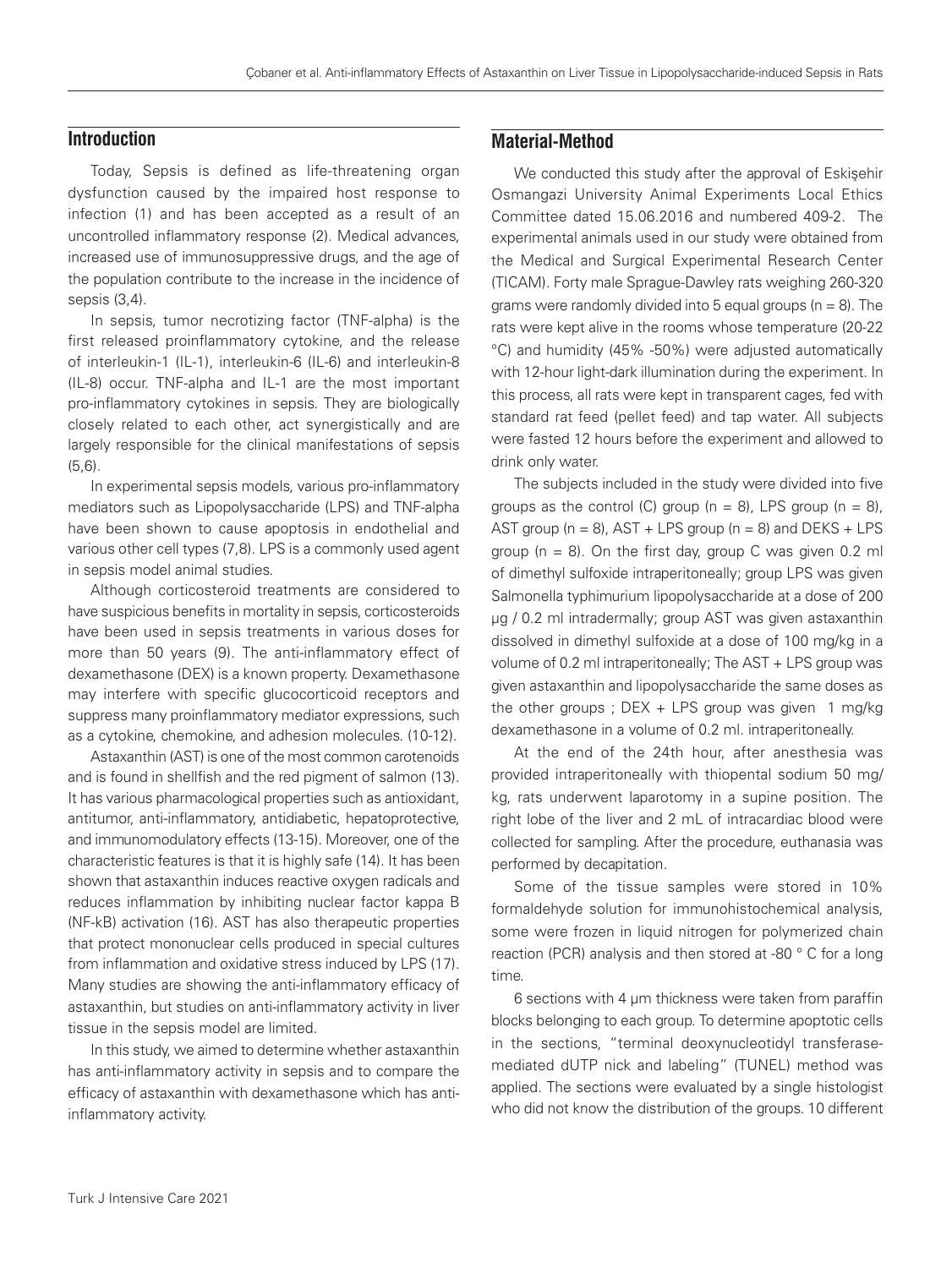## Introduction

Today, Sepsis is defined as life-threatening organ dysfunction caused by the impaired host response to infection (1) and has been accepted as a result of an uncontrolled inflammatory response (2). Medical advances, increased use of immunosuppressive drugs, and the age of the population contribute to the increase in the incidence of sepsis (3,4).

In sepsis, tumor necrotizing factor (TNF-alpha) is the first released proinflammatory cytokine, and the release of interleukin-1 (IL-1), interleukin-6 (IL-6) and interleukin-8 (IL-8) occur. TNF-alpha and IL-1 are the most important pro-inflammatory cytokines in sepsis. They are biologically closely related to each other, act synergistically and are largely responsible for the clinical manifestations of sepsis (5,6).

In experimental sepsis models, various pro-inflammatory mediators such as Lipopolysaccharide (LPS) and TNF-alpha have been shown to cause apoptosis in endothelial and various other cell types (7,8). LPS is a commonly used agent in sepsis model animal studies.

Although corticosteroid treatments are considered to have suspicious benefits in mortality in sepsis, corticosteroids have been used in sepsis treatments in various doses for more than 50 years (9). The anti-inflammatory effect of dexamethasone (DEX) is a known property. Dexamethasone may interfere with specific glucocorticoid receptors and suppress many proinflammatory mediator expressions, such as a cytokine, chemokine, and adhesion molecules. (10-12).

Astaxanthin (AST) is one of the most common carotenoids and is found in shellfish and the red pigment of salmon (13). It has various pharmacological properties such as antioxidant, antitumor, anti-inflammatory, antidiabetic, hepatoprotective, and immunomodulatory effects (13-15). Moreover, one of the characteristic features is that it is highly safe (14). It has been shown that astaxanthin induces reactive oxygen radicals and reduces inflammation by inhibiting nuclear factor kappa B (NF-kB) activation (16). AST has also therapeutic properties that protect mononuclear cells produced in special cultures from inflammation and oxidative stress induced by LPS (17). Many studies are showing the anti-inflammatory efficacy of astaxanthin, but studies on anti-inflammatory activity in liver tissue in the sepsis model are limited.

In this study, we aimed to determine whether astaxanthin has anti-inflammatory activity in sepsis and to compare the efficacy of astaxanthin with dexamethasone which has anti-inflammatory activity.

## Material-Method

We conducted this study after the approval of Eskişehir Osmangazi University Animal Experiments Local Ethics Committee dated 15.06.2016 and numbered 409-2. The experimental animals used in our study were obtained from the Medical and Surgical Experimental Research Center (TICAM). Forty male Sprague-Dawley rats weighing 260-320 grams were randomly divided into 5 equal groups (n = 8). The rats were kept alive in the rooms whose temperature (20-22 °C) and humidity (45% -50%) were adjusted automatically with 12-hour light-dark illumination during the experiment. In this process, all rats were kept in transparent cages, fed with standard rat feed (pellet feed) and tap water. All subjects were fasted 12 hours before the experiment and allowed to drink only water.

The subjects included in the study were divided into five groups as the control (C) group (n = 8), LPS group (n = 8), AST group (n = 8), AST + LPS group (n = 8) and DEKS + LPS group (n = 8). On the first day, group C was given 0.2 ml of dimethyl sulfoxide intraperitoneally; group LPS was given Salmonella typhimurium lipopolysaccharide at a dose of 200 µg / 0.2 ml intradermally; group AST was given astaxanthin dissolved in dimethyl sulfoxide at a dose of 100 mg/kg in a volume of 0.2 ml intraperitoneally; The AST + LPS group was given astaxanthin and lipopolysaccharide the same doses as the other groups ; DEX + LPS group was given 1 mg/kg dexamethasone in a volume of 0.2 ml. intraperitoneally.

At the end of the 24th hour, after anesthesia was provided intraperitoneally with thiopental sodium 50 mg/kg, rats underwent laparotomy in a supine position. The right lobe of the liver and 2 mL of intracardiac blood were collected for sampling. After the procedure, euthanasia was performed by decapitation.

Some of the tissue samples were stored in 10% formaldehyde solution for immunohistochemical analysis, some were frozen in liquid nitrogen for polymerized chain reaction (PCR) analysis and then stored at -80 ° C for a long time.

6 sections with 4 µm thickness were taken from paraffin blocks belonging to each group. To determine apoptotic cells in the sections, "terminal deoxynucleotidyl transferase-mediated dUTP nick and labeling" (TUNEL) method was applied. The sections were evaluated by a single histologist who did not know the distribution of the groups. 10 different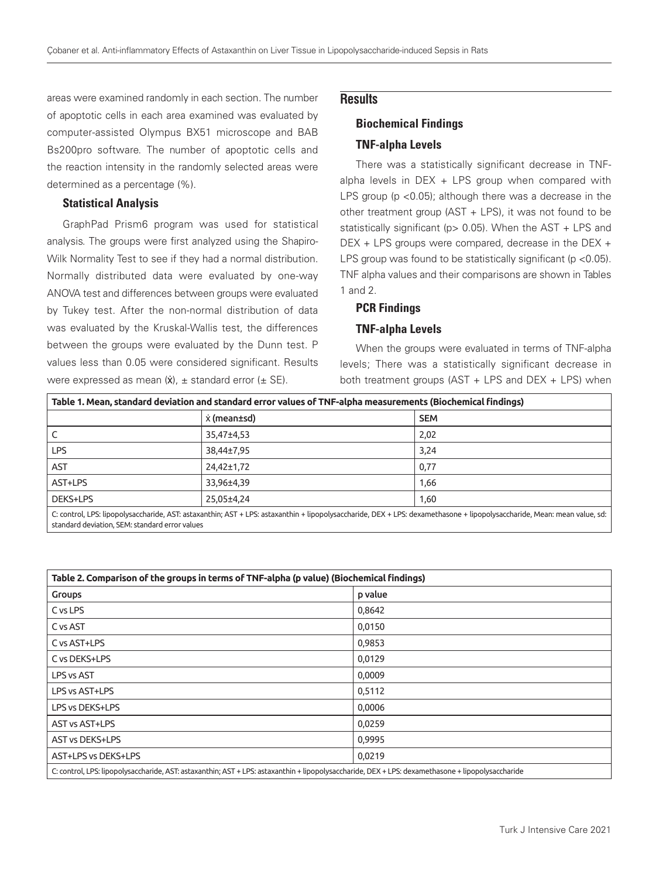areas were examined randomly in each section. The number of apoptotic cells in each area examined was evaluated by computer-assisted Olympus BX51 microscope and BAB Bs200pro software. The number of apoptotic cells and the reaction intensity in the randomly selected areas were determined as a percentage (%).

### Statistical Analysis

GraphPad Prism6 program was used for statistical analysis. The groups were first analyzed using the Shapiro-Wilk Normality Test to see if they had a normal distribution. Normally distributed data were evaluated by one-way ANOVA test and differences between groups were evaluated by Tukey test. After the non-normal distribution of data was evaluated by the Kruskal-Wallis test, the differences between the groups were evaluated by the Dunn test. P values less than 0.05 were considered significant. Results were expressed as mean ($\bar{x}$), ± standard error (± SE).

## Results

### Biochemical Findings

### TNF-alpha Levels

There was a statistically significant decrease in TNF-alpha levels in DEX + LPS group when compared with LPS group ($p < 0.05$); although there was a decrease in the other treatment group (AST + LPS), it was not found to be statistically significant ($p > 0.05$). When the AST + LPS and DEX + LPS groups were compared, decrease in the DEX + LPS group was found to be statistically significant ($p < 0.05$). TNF alpha values and their comparisons are shown in Tables 1 and 2.

### PCR Findings

### TNF-alpha Levels

When the groups were evaluated in terms of TNF-alpha levels; There was a statistically significant decrease in both treatment groups (AST + LPS and DEX + LPS) when

**Table 1. Mean, standard deviation and standard error values of TNF-alpha measurements (Biochemical findings)**

| | $\bar{x}$ (mean±sd) | SEM |
|---|---|---|
| C | 35,47±4,53 | 2,02 |
| LPS | 38,44±7,95 | 3,24 |
| AST | 24,42±1,72 | 0,77 |
| AST+LPS | 33,96±4,39 | 1,66 |
| DEKS+LPS | 25,05±4,24 | 1,60 |

C: control, LPS: lipopolysaccharide, AST: astaxanthin; AST + LPS: astaxanthin + lipopolysaccharide, DEX + LPS: dexamethasone + lipopolysaccharide, Mean: mean value, sd: standard deviation, SEM: standard error values

**Table 2. Comparison of the groups in terms of TNF-alpha (p value) (Biochemical findings)**

| Groups | p value |
|---|---|
| C vs LPS | 0,8642 |
| C vs AST | 0,0150 |
| C vs AST+LPS | 0,9853 |
| C vs DEKS+LPS | 0,0129 |
| LPS vs AST | 0,0009 |
| LPS vs AST+LPS | 0,5112 |
| LPS vs DEKS+LPS | 0,0006 |
| AST vs AST+LPS | 0,0259 |
| AST vs DEKS+LPS | 0,9995 |
| AST+LPS vs DEKS+LPS | 0,0219 |

C: control, LPS: lipopolysaccharide, AST: astaxanthin; AST + LPS: astaxanthin + lipopolysaccharide, DEX + LPS: dexamethasone + lipopolysaccharide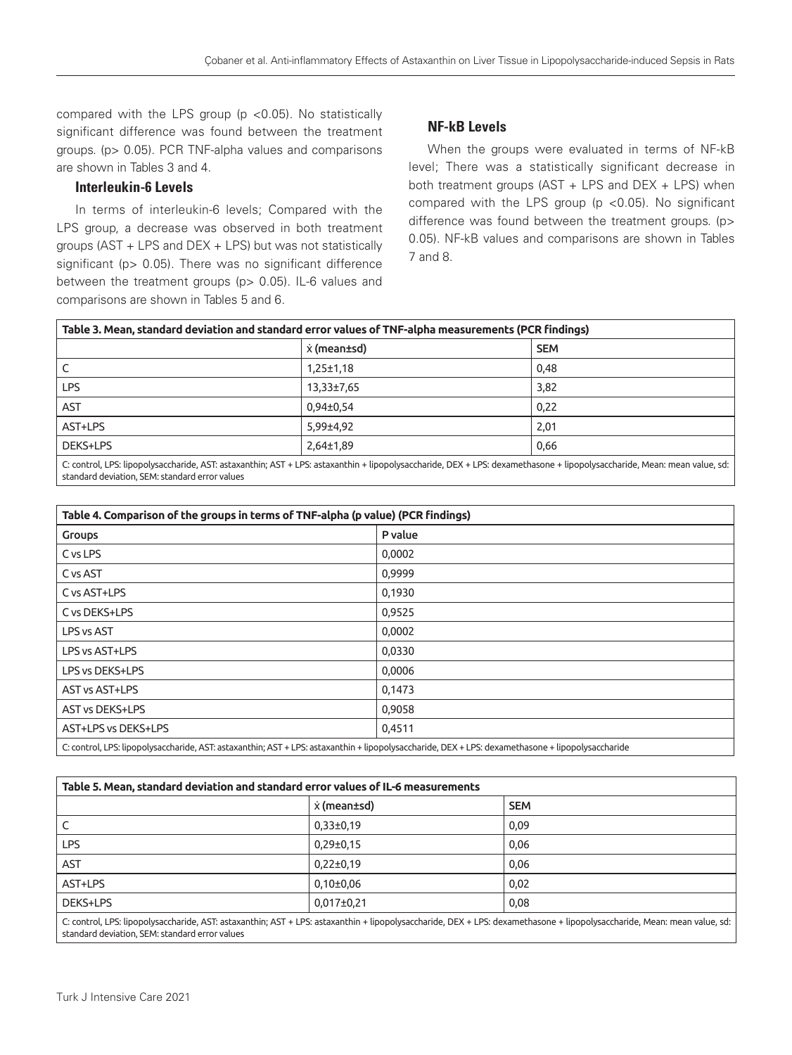compared with the LPS group ($p < 0.05$). No statistically significant difference was found between the treatment groups. ($p > 0.05$). PCR TNF-alpha values and comparisons are shown in Tables 3 and 4.

### Interleukin-6 Levels

In terms of interleukin-6 levels; Compared with the LPS group, a decrease was observed in both treatment groups (AST + LPS and DEX + LPS) but was not statistically significant ($p > 0.05$). There was no significant difference between the treatment groups ($p > 0.05$). IL-6 values and comparisons are shown in Tables 5 and 6.

### NF-kB Levels

When the groups were evaluated in terms of NF-kB level; There was a statistically significant decrease in both treatment groups (AST + LPS and DEX + LPS) when compared with the LPS group ($p < 0.05$). No significant difference was found between the treatment groups. ($p > 0.05$). NF-kB values and comparisons are shown in Tables 7 and 8.

**Table 3. Mean, standard deviation and standard error values of TNF-alpha measurements (PCR findings)**

| | ẋ (mean±sd) | SEM |
|---|---|---|
| C | 1,25±1,18 | 0,48 |
| LPS | 13,33±7,65 | 3,82 |
| AST | 0,94±0,54 | 0,22 |
| AST+LPS | 5,99±4,92 | 2,01 |
| DEKS+LPS | 2,64±1,89 | 0,66 |

C: control, LPS: lipopolysaccharide, AST: astaxanthin; AST + LPS: astaxanthin + lipopolysaccharide, DEX + LPS: dexamethasone + lipopolysaccharide, Mean: mean value, sd: standard deviation, SEM: standard error values

**Table 4. Comparison of the groups in terms of TNF-alpha (p value) (PCR findings)**

| Groups | P value |
|---|---|
| C vs LPS | 0,0002 |
| C vs AST | 0,9999 |
| C vs AST+LPS | 0,1930 |
| C vs DEKS+LPS | 0,9525 |
| LPS vs AST | 0,0002 |
| LPS vs AST+LPS | 0,0330 |
| LPS vs DEKS+LPS | 0,0006 |
| AST vs AST+LPS | 0,1473 |
| AST vs DEKS+LPS | 0,9058 |
| AST+LPS vs DEKS+LPS | 0,4511 |

C: control, LPS: lipopolysaccharide, AST: astaxanthin; AST + LPS: astaxanthin + lipopolysaccharide, DEX + LPS: dexamethasone + lipopolysaccharide

**Table 5. Mean, standard deviation and standard error values of IL-6 measurements**

| | ẋ (mean±sd) | SEM |
|---|---|---|
| C | 0,33±0,19 | 0,09 |
| LPS | 0,29±0,15 | 0,06 |
| AST | 0,22±0,19 | 0,06 |
| AST+LPS | 0,10±0,06 | 0,02 |
| DEKS+LPS | 0,017±0,21 | 0,08 |

C: control, LPS: lipopolysaccharide, AST: astaxanthin; AST + LPS: astaxanthin + lipopolysaccharide, DEX + LPS: dexamethasone + lipopolysaccharide, Mean: mean value, sd: standard deviation, SEM: standard error values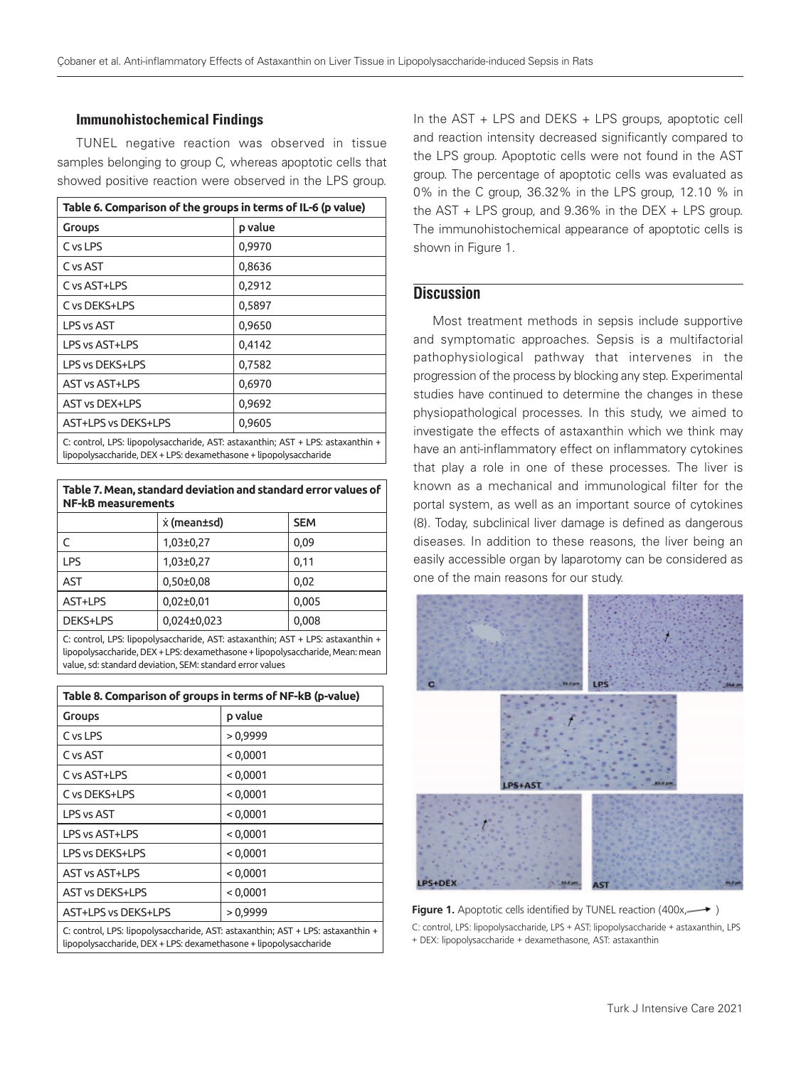### Immunohistochemical Findings

TUNEL negative reaction was observed in tissue samples belonging to group C, whereas apoptotic cells that showed positive reaction were observed in the LPS group.

**Table 6. Comparison of the groups in terms of IL-6 (p value)**

| Groups | p value |
|---|---|
| C vs LPS | 0,9970 |
| C vs AST | 0,8636 |
| C vs AST+LPS | 0,2912 |
| C vs DEKS+LPS | 0,5897 |
| LPS vs AST | 0,9650 |
| LPS vs AST+LPS | 0,4142 |
| LPS vs DEKS+LPS | 0,7582 |
| AST vs AST+LPS | 0,6970 |
| AST vs DEX+LPS | 0,9692 |
| AST+LPS vs DEKS+LPS | 0,9605 |

C: control, LPS: lipopolysaccharide, AST: astaxanthin; AST + LPS: astaxanthin + lipopolysaccharide, DEX + LPS: dexamethasone + lipopolysaccharide

**Table 7. Mean, standard deviation and standard error values of NF-kB measurements**

| | x̄ (mean±sd) | SEM |
|---|---|---|
| C | 1,03±0,27 | 0,09 |
| LPS | 1,03±0,27 | 0,11 |
| AST | 0,50±0,08 | 0,02 |
| AST+LPS | 0,02±0,01 | 0,005 |
| DEKS+LPS | 0,024±0,023 | 0,008 |

C: control, LPS: lipopolysaccharide, AST: astaxanthin; AST + LPS: astaxanthin + lipopolysaccharide, DEX + LPS: dexamethasone + lipopolysaccharide, Mean: mean value, sd: standard deviation, SEM: standard error values

**Table 8. Comparison of groups in terms of NF-kB (p-value)**

| Groups | p value |
|---|---|
| C vs LPS | > 0,9999 |
| C vs AST | < 0,0001 |
| C vs AST+LPS | < 0,0001 |
| C vs DEKS+LPS | < 0,0001 |
| LPS vs AST | < 0,0001 |
| LPS vs AST+LPS | < 0,0001 |
| LPS vs DEKS+LPS | < 0,0001 |
| AST vs AST+LPS | < 0,0001 |
| AST vs DEKS+LPS | < 0,0001 |
| AST+LPS vs DEKS+LPS | > 0,9999 |

C: control, LPS: lipopolysaccharide, AST: astaxanthin; AST + LPS: astaxanthin + lipopolysaccharide, DEX + LPS: dexamethasone + lipopolysaccharide

In the AST + LPS and DEKS + LPS groups, apoptotic cell and reaction intensity decreased significantly compared to the LPS group. Apoptotic cells were not found in the AST group. The percentage of apoptotic cells was evaluated as 0% in the C group, 36.32% in the LPS group, 12.10 % in the AST + LPS group, and 9.36% in the DEX + LPS group. The immunohistochemical appearance of apoptotic cells is shown in Figure 1.

## Discussion

Most treatment methods in sepsis include supportive and symptomatic approaches. Sepsis is a multifactorial pathophysiological pathway that intervenes in the progression of the process by blocking any step. Experimental studies have continued to determine the changes in these physiopathological processes. In this study, we aimed to investigate the effects of astaxanthin which we think may have an anti-inflammatory effect on inflammatory cytokines that play a role in one of these processes. The liver is known as a mechanical and immunological filter for the portal system, as well as an important source of cytokines (8). Today, subclinical liver damage is defined as dangerous diseases. In addition to these reasons, the liver being an easily accessible organ by laparotomy can be considered as one of the main reasons for our study.

**Figure 1.** Apoptotic cells identified by TUNEL reaction (400x, →)

C: control, LPS: lipopolysaccharide, LPS + AST: lipopolysaccharide + astaxanthin, LPS + DEX: lipopolysaccharide + dexamethasone, AST: astaxanthin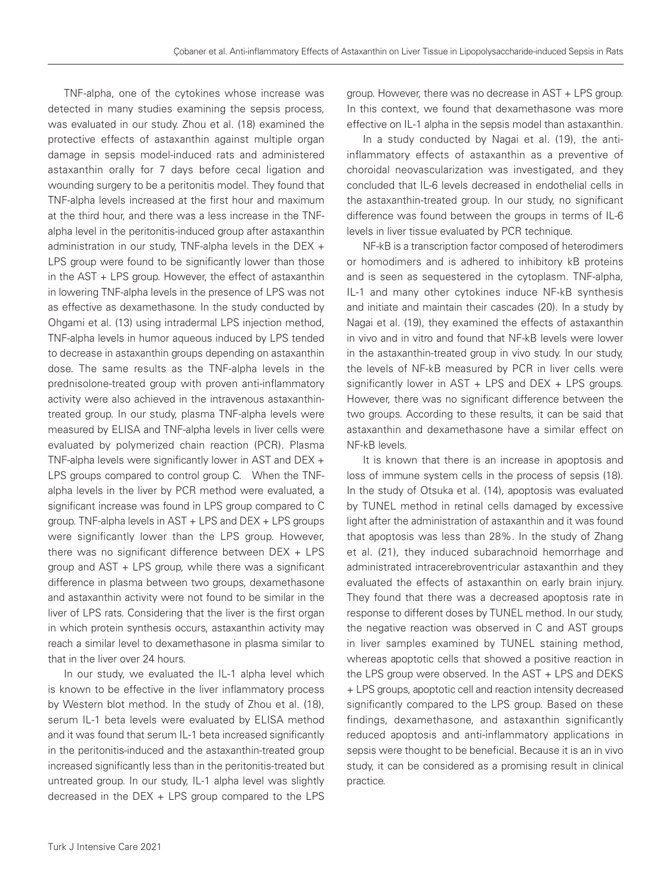TNF-alpha, one of the cytokines whose increase was detected in many studies examining the sepsis process, was evaluated in our study. Zhou et al. (18) examined the protective effects of astaxanthin against multiple organ damage in sepsis model-induced rats and administered astaxanthin orally for 7 days before cecal ligation and wounding surgery to be a peritonitis model. They found that TNF-alpha levels increased at the first hour and maximum at the third hour, and there was a less increase in the TNF-alpha level in the peritonitis-induced group after astaxanthin administration in our study, TNF-alpha levels in the DEX + LPS group were found to be significantly lower than those in the AST + LPS group. However, the effect of astaxanthin in lowering TNF-alpha levels in the presence of LPS was not as effective as dexamethasone. In the study conducted by Ohgami et al. (13) using intradermal LPS injection method, TNF-alpha levels in humor aqueous induced by LPS tended to decrease in astaxanthin groups depending on astaxanthin dose. The same results as the TNF-alpha levels in the prednisolone-treated group with proven anti-inflammatory activity were also achieved in the intravenous astaxanthin-treated group. In our study, plasma TNF-alpha levels were measured by ELISA and TNF-alpha levels in liver cells were evaluated by polymerized chain reaction (PCR). Plasma TNF-alpha levels were significantly lower in AST and DEX + LPS groups compared to control group C. When the TNF-alpha levels in the liver by PCR method were evaluated, a significant increase was found in LPS group compared to C group. TNF-alpha levels in AST + LPS and DEX + LPS groups were significantly lower than the LPS group. However, there was no significant difference between DEX + LPS group and AST + LPS group, while there was a significant difference in plasma between two groups, dexamethasone and astaxanthin activity were not found to be similar in the liver of LPS rats. Considering that the liver is the first organ in which protein synthesis occurs, astaxanthin activity may reach a similar level to dexamethasone in plasma similar to that in the liver over 24 hours.

In our study, we evaluated the IL-1 alpha level which is known to be effective in the liver inflammatory process by Western blot method. In the study of Zhou et al. (18), serum IL-1 beta levels were evaluated by ELISA method and it was found that serum IL-1 beta increased significantly in the peritonitis-induced and the astaxanthin-treated group increased significantly less than in the peritonitis-treated but untreated group. In our study, IL-1 alpha level was slightly decreased in the DEX + LPS group compared to the LPS group. However, there was no decrease in AST + LPS group. In this context, we found that dexamethasone was more effective on IL-1 alpha in the sepsis model than astaxanthin.

In a study conducted by Nagai et al. (19), the anti-inflammatory effects of astaxanthin as a preventive of choroidal neovascularization was investigated, and they concluded that IL-6 levels decreased in endothelial cells in the astaxanthin-treated group. In our study, no significant difference was found between the groups in terms of IL-6 levels in liver tissue evaluated by PCR technique.

NF-kB is a transcription factor composed of heterodimers or homodimers and is adhered to inhibitory kB proteins and is seen as sequestered in the cytoplasm. TNF-alpha, IL-1 and many other cytokines induce NF-kB synthesis and initiate and maintain their cascades (20). In a study by Nagai et al. (19), they examined the effects of astaxanthin in vivo and in vitro and found that NF-kB levels were lower in the astaxanthin-treated group in vivo study. In our study, the levels of NF-kB measured by PCR in liver cells were significantly lower in AST + LPS and DEX + LPS groups. However, there was no significant difference between the two groups. According to these results, it can be said that astaxanthin and dexamethasone have a similar effect on NF-kB levels.

It is known that there is an increase in apoptosis and loss of immune system cells in the process of sepsis (18). In the study of Otsuka et al. (14), apoptosis was evaluated by TUNEL method in retinal cells damaged by excessive light after the administration of astaxanthin and it was found that apoptosis was less than 28%. In the study of Zhang et al. (21), they induced subarachnoid hemorrhage and administrated intracerebroventricular astaxanthin and they evaluated the effects of astaxanthin on early brain injury. They found that there was a decreased apoptosis rate in response to different doses by TUNEL method. In our study, the negative reaction was observed in C and AST groups in liver samples examined by TUNEL staining method, whereas apoptotic cells that showed a positive reaction in the LPS group were observed. In the AST + LPS and DEKS + LPS groups, apoptotic cell and reaction intensity decreased significantly compared to the LPS group. Based on these findings, dexamethasone, and astaxanthin significantly reduced apoptosis and anti-inflammatory applications in sepsis were thought to be beneficial. Because it is an in vivo study, it can be considered as a promising result in clinical practice.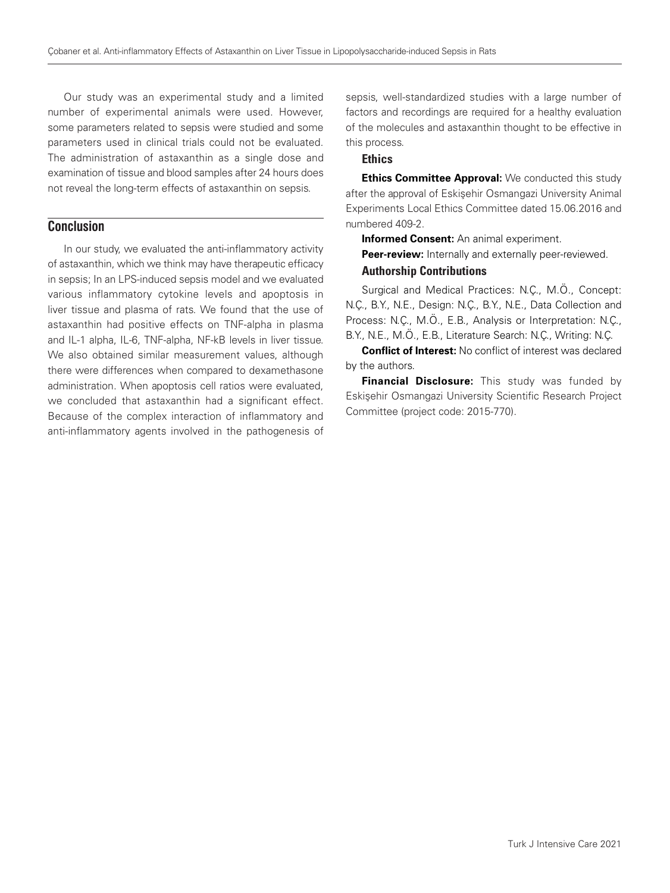Our study was an experimental study and a limited number of experimental animals were used. However, some parameters related to sepsis were studied and some parameters used in clinical trials could not be evaluated. The administration of astaxanthin as a single dose and examination of tissue and blood samples after 24 hours does not reveal the long-term effects of astaxanthin on sepsis.

## Conclusion

In our study, we evaluated the anti-inflammatory activity of astaxanthin, which we think may have therapeutic efficacy in sepsis; In an LPS-induced sepsis model and we evaluated various inflammatory cytokine levels and apoptosis in liver tissue and plasma of rats. We found that the use of astaxanthin had positive effects on TNF-alpha in plasma and IL-1 alpha, IL-6, TNF-alpha, NF-kB levels in liver tissue. We also obtained similar measurement values, although there were differences when compared to dexamethasone administration. When apoptosis cell ratios were evaluated, we concluded that astaxanthin had a significant effect. Because of the complex interaction of inflammatory and anti-inflammatory agents involved in the pathogenesis of sepsis, well-standardized studies with a large number of factors and recordings are required for a healthy evaluation of the molecules and astaxanthin thought to be effective in this process.

### Ethics

**Ethics Committee Approval:** We conducted this study after the approval of Eskişehir Osmangazi University Animal Experiments Local Ethics Committee dated 15.06.2016 and numbered 409-2.

**Informed Consent:** An animal experiment.

**Peer-review:** Internally and externally peer-reviewed.

### Authorship Contributions

Surgical and Medical Practices: N.Ç., M.Ö., Concept: N.Ç., B.Y., N.E., Design: N.Ç., B.Y., N.E., Data Collection and Process: N.Ç., M.Ö., E.B., Analysis or Interpretation: N.Ç., B.Y., N.E., M.Ö., E.B., Literature Search: N.Ç., Writing: N.Ç.

**Conflict of Interest:** No conflict of interest was declared by the authors.

**Financial Disclosure:** This study was funded by Eskişehir Osmangazi University Scientific Research Project Committee (project code: 2015-770).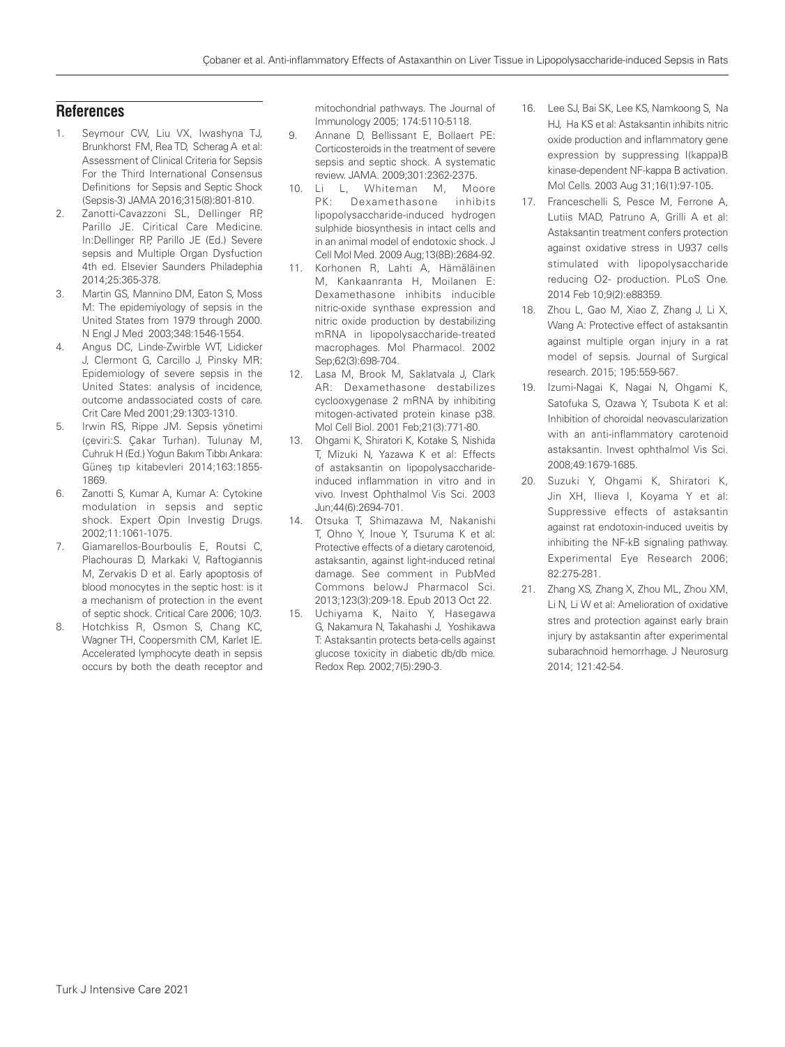## References

1. Seymour CW, Liu VX, Iwashyna TJ, Brunkhorst FM, Rea TD, Scherag A et al: Assessment of Clinical Criteria for Sepsis For the Third International Consensus Definitions for Sepsis and Septic Shock (Sepsis-3) JAMA 2016;315(8):801-810.
2. Zanotti-Cavazzoni SL, Dellinger RP, Parillo JE. Ciritical Care Medicine. In:Dellinger RP, Parillo JE (Ed.) Severe sepsis and Multiple Organ Dysfuction 4th ed. Elsevier Saunders Philadephia 2014;25:365-378.
3. Martin GS, Mannino DM, Eaton S, Moss M: The epidemiyology of sepsis in the United States from 1979 through 2000. N Engl J Med 2003;348:1546-1554.
4. Angus DC, Linde-Zwirble WT, Lidicker J, Clermont G, Carcillo J, Pinsky MR: Epidemiology of severe sepsis in the United States: analysis of incidence, outcome andassociated costs of care. Crit Care Med 2001;29:1303-1310.
5. Irwin RS, Rippe JM. Sepsis yönetimi (çeviri:S. Çakar Turhan). Tulunay M, Cuhruk H (Ed.) Yoğun Bakım Tıbbı Ankara: Güneş tıp kitabevleri 2014;163:1855-1869.
6. Zanotti S, Kumar A, Kumar A: Cytokine modulation in sepsis and septic shock. Expert Opin Investig Drugs. 2002;11:1061-1075.
7. Giamarellos-Bourboulis E, Routsi C, Plachouras D, Markaki V, Raftogiannis M, Zervakis D et al. Early apoptosis of blood monocytes in the septic host: is it a mechanism of protection in the event of septic shock. Critical Care 2006; 10/3.
8. Hotchkiss R, Osmon S, Chang KC, Wagner TH, Coopersmith CM, Karlet IE. Accelerated lymphocyte death in sepsis occurs by both the death receptor and mitochondrial pathways. The Journal of Immunology 2005; 174:5110-5118.
9. Annane D, Bellissant E, Bollaert PE: Corticosteroids in the treatment of severe sepsis and septic shock. A systematic review. JAMA. 2009;301:2362-2375.
10. Li L, Whiteman M, Moore PK: Dexamethasone inhibits lipopolysaccharide-induced hydrogen sulphide biosynthesis in intact cells and in an animal model of endotoxic shock. J Cell Mol Med. 2009 Aug;13(8B):2684-92.
11. Korhonen R, Lahti A, Hämäläinen M, Kankaanranta H, Moilanen E: Dexamethasone inhibits inducible nitric-oxide synthase expression and nitric oxide production by destabilizing mRNA in lipopolysaccharide-treated macrophages. Mol Pharmacol. 2002 Sep;62(3):698-704.
12. Lasa M, Brook M, Saklatvala J, Clark AR: Dexamethasone destabilizes cyclooxygenase 2 mRNA by inhibiting mitogen-activated protein kinase p38. Mol Cell Biol. 2001 Feb;21(3):771-80.
13. Ohgami K, Shiratori K, Kotake S, Nishida T, Mizuki N, Yazawa K et al: Effects of astaksantin on lipopolysaccharide-induced inflammation in vitro and in vivo. Invest Ophthalmol Vis Sci. 2003 Jun;44(6):2694-701.
14. Otsuka T, Shimazawa M, Nakanishi T, Ohno Y, Inoue Y, Tsuruma K et al: Protective effects of a dietary carotenoid, astaksantin, against light-induced retinal damage. See comment in PubMed Commons belowJ Pharmacol Sci. 2013;123(3):209-18. Epub 2013 Oct 22.
15. Uchiyama K, Naito Y, Hasegawa G, Nakamura N, Takahashi J, Yoshikawa T: Astaksantin protects beta-cells against glucose toxicity in diabetic db/db mice. Redox Rep. 2002;7(5):290-3.
16. Lee SJ, Bai SK, Lee KS, Namkoong S, Na HJ, Ha KS et al: Astaksantin inhibits nitric oxide production and inflammatory gene expression by suppressing I(kappa)B kinase-dependent NF-kappa B activation. Mol Cells. 2003 Aug 31;16(1):97-105.
17. Franceschelli S, Pesce M, Ferrone A, Lutiis MAD, Patruno A, Grilli A et al: Astaksantin treatment confers protection against oxidative stress in U937 cells stimulated with lipopolysaccharide reducing O2- production. PLoS One. 2014 Feb 10;9(2):e88359.
18. Zhou L, Gao M, Xiao Z, Zhang J, Li X, Wang A: Protective effect of astaksantin against multiple organ injury in a rat model of sepsis. Journal of Surgical research. 2015; 195:559-567.
19. Izumi-Nagai K, Nagai N, Ohgami K, Satofuka S, Ozawa Y, Tsubota K et al: Inhibition of choroidal neovascularization with an anti-inflammatory carotenoid astaksantin. Invest ophthalmol Vis Sci. 2008;49:1679-1685.
20. Suzuki Y, Ohgami K, Shiratori K, Jin XH, Ilieva I, Koyama Y et al: Suppressive effects of astaksantin against rat endotoxin-induced uveitis by inhibiting the NF-kB signaling pathway. Experimental Eye Research 2006; 82:275-281.
21. Zhang XS, Zhang X, Zhou ML, Zhou XM, Li N, Li W et al: Amelioration of oxidative stres and protection against early brain injury by astaksantin after experimental subarachnoid hemorrhage. J Neurosurg 2014; 121:42-54.